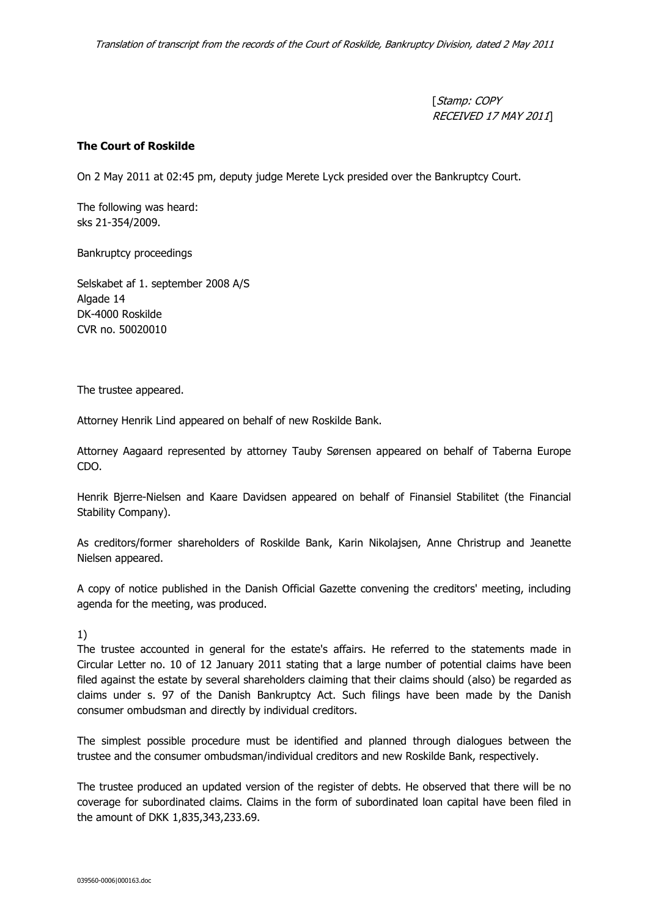*Translation of transcript from the records of the Court of Roskilde, Bankruptcy Division, dated 2 May 2011*

[*Stamp: COPY RECEIVED 17 MAY 2011*]

**The Court of Roskilde**

On 2 May 2011 at 02:45 pm, deputy judge Merete Lyck presided over the Bankruptcy Court.

The following was heard:
sks 21-354/2009.

Bankruptcy proceedings

Selskabet af 1. september 2008 A/S
Algade 14
DK-4000 Roskilde
CVR no. 50020010

The trustee appeared.

Attorney Henrik Lind appeared on behalf of new Roskilde Bank.

Attorney Aagaard represented by attorney Tauby Sørensen appeared on behalf of Taberna Europe CDO.

Henrik Bjerre-Nielsen and Kaare Davidsen appeared on behalf of Finansiel Stabilitet (the Financial Stability Company).

As creditors/former shareholders of Roskilde Bank, Karin Nikolajsen, Anne Christrup and Jeanette Nielsen appeared.

A copy of notice published in the Danish Official Gazette convening the creditors' meeting, including agenda for the meeting, was produced.

1)
The trustee accounted in general for the estate's affairs. He referred to the statements made in Circular Letter no. 10 of 12 January 2011 stating that a large number of potential claims have been filed against the estate by several shareholders claiming that their claims should (also) be regarded as claims under s. 97 of the Danish Bankruptcy Act. Such filings have been made by the Danish consumer ombudsman and directly by individual creditors.

The simplest possible procedure must be identified and planned through dialogues between the trustee and the consumer ombudsman/individual creditors and new Roskilde Bank, respectively.

The trustee produced an updated version of the register of debts. He observed that there will be no coverage for subordinated claims. Claims in the form of subordinated loan capital have been filed in the amount of DKK 1,835,343,233.69.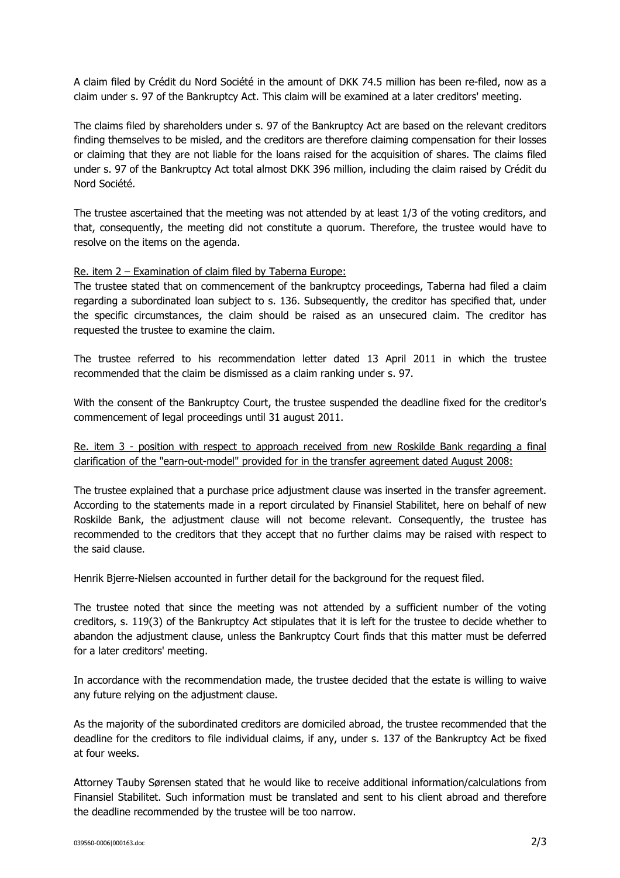A claim filed by Crédit du Nord Société in the amount of DKK 74.5 million has been re-filed, now as a claim under s. 97 of the Bankruptcy Act. This claim will be examined at a later creditors' meeting.

The claims filed by shareholders under s. 97 of the Bankruptcy Act are based on the relevant creditors finding themselves to be misled, and the creditors are therefore claiming compensation for their losses or claiming that they are not liable for the loans raised for the acquisition of shares. The claims filed under s. 97 of the Bankruptcy Act total almost DKK 396 million, including the claim raised by Crédit du Nord Société.

The trustee ascertained that the meeting was not attended by at least 1/3 of the voting creditors, and that, consequently, the meeting did not constitute a quorum. Therefore, the trustee would have to resolve on the items on the agenda.

Re. item 2 – Examination of claim filed by Taberna Europe:

The trustee stated that on commencement of the bankruptcy proceedings, Taberna had filed a claim regarding a subordinated loan subject to s. 136. Subsequently, the creditor has specified that, under the specific circumstances, the claim should be raised as an unsecured claim. The creditor has requested the trustee to examine the claim.

The trustee referred to his recommendation letter dated 13 April 2011 in which the trustee recommended that the claim be dismissed as a claim ranking under s. 97.

With the consent of the Bankruptcy Court, the trustee suspended the deadline fixed for the creditor's commencement of legal proceedings until 31 august 2011.

Re. item 3 - position with respect to approach received from new Roskilde Bank regarding a final clarification of the "earn-out-model" provided for in the transfer agreement dated August 2008:

The trustee explained that a purchase price adjustment clause was inserted in the transfer agreement. According to the statements made in a report circulated by Finansiel Stabilitet, here on behalf of new Roskilde Bank, the adjustment clause will not become relevant. Consequently, the trustee has recommended to the creditors that they accept that no further claims may be raised with respect to the said clause.

Henrik Bjerre-Nielsen accounted in further detail for the background for the request filed.

The trustee noted that since the meeting was not attended by a sufficient number of the voting creditors, s. 119(3) of the Bankruptcy Act stipulates that it is left for the trustee to decide whether to abandon the adjustment clause, unless the Bankruptcy Court finds that this matter must be deferred for a later creditors' meeting.

In accordance with the recommendation made, the trustee decided that the estate is willing to waive any future relying on the adjustment clause.

As the majority of the subordinated creditors are domiciled abroad, the trustee recommended that the deadline for the creditors to file individual claims, if any, under s. 137 of the Bankruptcy Act be fixed at four weeks.

Attorney Tauby Sørensen stated that he would like to receive additional information/calculations from Finansiel Stabilitet. Such information must be translated and sent to his client abroad and therefore the deadline recommended by the trustee will be too narrow.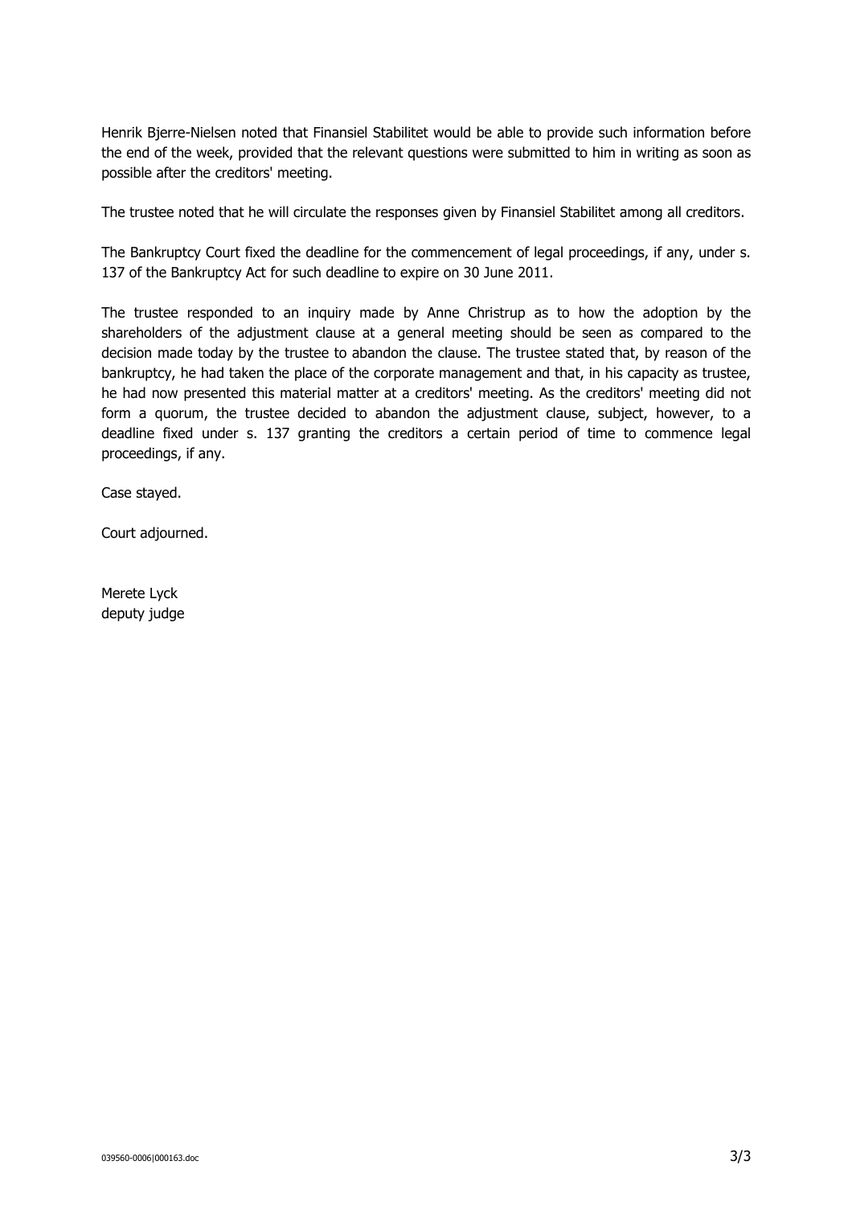Henrik Bjerre-Nielsen noted that Finansiel Stabilitet would be able to provide such information before the end of the week, provided that the relevant questions were submitted to him in writing as soon as possible after the creditors' meeting.

The trustee noted that he will circulate the responses given by Finansiel Stabilitet among all creditors.

The Bankruptcy Court fixed the deadline for the commencement of legal proceedings, if any, under s. 137 of the Bankruptcy Act for such deadline to expire on 30 June 2011.

The trustee responded to an inquiry made by Anne Christrup as to how the adoption by the shareholders of the adjustment clause at a general meeting should be seen as compared to the decision made today by the trustee to abandon the clause. The trustee stated that, by reason of the bankruptcy, he had taken the place of the corporate management and that, in his capacity as trustee, he had now presented this material matter at a creditors' meeting. As the creditors' meeting did not form a quorum, the trustee decided to abandon the adjustment clause, subject, however, to a deadline fixed under s. 137 granting the creditors a certain period of time to commence legal proceedings, if any.

Case stayed.

Court adjourned.

Merete Lyck
deputy judge

039560-0006|000163.doc